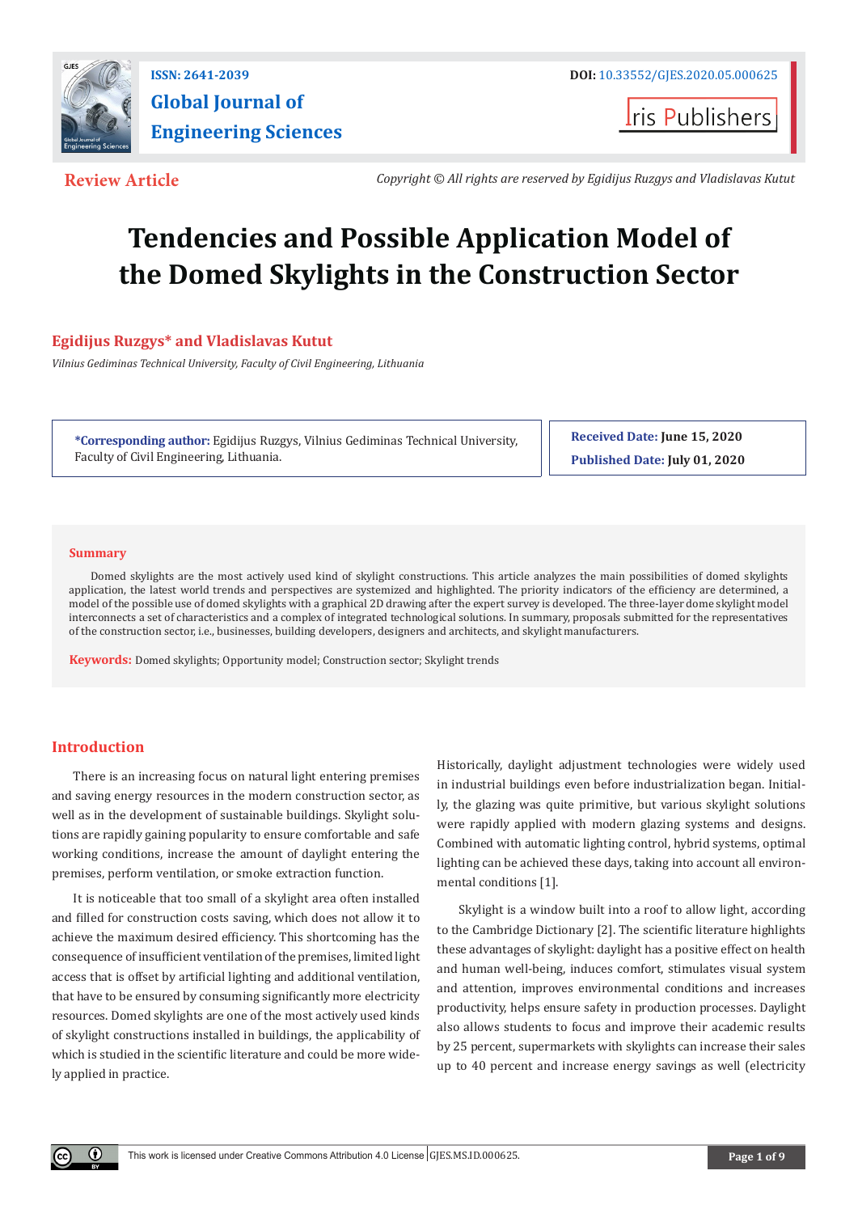ISSN: 2641-2039

DOI: 10.33552/GJES.2020.05.000625

**Global Journal of Engineering Sciences**

Iris Publishers

**Review Article**

*Copyright © All rights are reserved by Egidijus Ruzgys and Vladislavas Kutut*

# Tendencies and Possible Application Model of the Domed Skylights in the Construction Sector

**Egidijus Ruzgys* and Vladislavas Kutut**

*Vilnius Gediminas Technical University, Faculty of Civil Engineering, Lithuania*

**\*Corresponding author:** Egidijus Ruzgys, Vilnius Gediminas Technical University, Faculty of Civil Engineering, Lithuania.

**Received Date:** June 15, 2020

**Published Date:** July 01, 2020

## Summary

Domed skylights are the most actively used kind of skylight constructions. This article analyzes the main possibilities of domed skylights application, the latest world trends and perspectives are systemized and highlighted. The priority indicators of the efficiency are determined, a model of the possible use of domed skylights with a graphical 2D drawing after the expert survey is developed. The three-layer dome skylight model interconnects a set of characteristics and a complex of integrated technological solutions. In summary, proposals submitted for the representatives of the construction sector, i.e., businesses, building developers, designers and architects, and skylight manufacturers.

**Keywords:** Domed skylights; Opportunity model; Construction sector; Skylight trends

## Introduction

There is an increasing focus on natural light entering premises and saving energy resources in the modern construction sector, as well as in the development of sustainable buildings. Skylight solutions are rapidly gaining popularity to ensure comfortable and safe working conditions, increase the amount of daylight entering the premises, perform ventilation, or smoke extraction function.

It is noticeable that too small of a skylight area often installed and filled for construction costs saving, which does not allow it to achieve the maximum desired efficiency. This shortcoming has the consequence of insufficient ventilation of the premises, limited light access that is offset by artificial lighting and additional ventilation, that have to be ensured by consuming significantly more electricity resources. Domed skylights are one of the most actively used kinds of skylight constructions installed in buildings, the applicability of which is studied in the scientific literature and could be more widely applied in practice.

Historically, daylight adjustment technologies were widely used in industrial buildings even before industrialization began. Initially, the glazing was quite primitive, but various skylight solutions were rapidly applied with modern glazing systems and designs. Combined with automatic lighting control, hybrid systems, optimal lighting can be achieved these days, taking into account all environmental conditions [1].

Skylight is a window built into a roof to allow light, according to the Cambridge Dictionary [2]. The scientific literature highlights these advantages of skylight: daylight has a positive effect on health and human well-being, induces comfort, stimulates visual system and attention, improves environmental conditions and increases productivity, helps ensure safety in production processes. Daylight also allows students to focus and improve their academic results by 25 percent, supermarkets with skylights can increase their sales up to 40 percent and increase energy savings as well (electricity

This work is licensed under Creative Commons Attribution 4.0 License GJES.MS.ID.000625.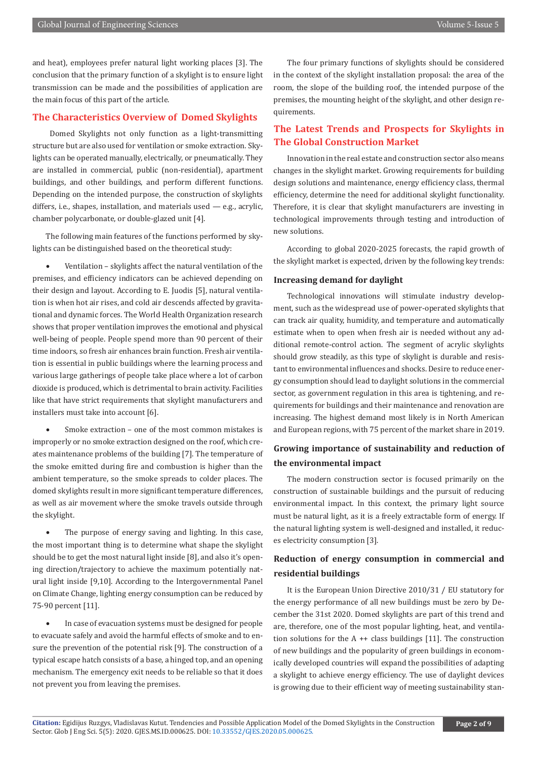and heat), employees prefer natural light working places [3]. The conclusion that the primary function of a skylight is to ensure light transmission can be made and the possibilities of application are the main focus of this part of the article.

## The Characteristics Overview of Domed Skylights

Domed Skylights not only function as a light-transmitting structure but are also used for ventilation or smoke extraction. Skylights can be operated manually, electrically, or pneumatically. They are installed in commercial, public (non-residential), apartment buildings, and other buildings, and perform different functions. Depending on the intended purpose, the construction of skylights differs, i.e., shapes, installation, and materials used — e.g., acrylic, chamber polycarbonate, or double-glazed unit [4].

The following main features of the functions performed by skylights can be distinguished based on the theoretical study:

- Ventilation – skylights affect the natural ventilation of the premises, and efficiency indicators can be achieved depending on their design and layout. According to E. Juodis [5], natural ventilation is when hot air rises, and cold air descends affected by gravitational and dynamic forces. The World Health Organization research shows that proper ventilation improves the emotional and physical well-being of people. People spend more than 90 percent of their time indoors, so fresh air enhances brain function. Fresh air ventilation is essential in public buildings where the learning process and various large gatherings of people take place where a lot of carbon dioxide is produced, which is detrimental to brain activity. Facilities like that have strict requirements that skylight manufacturers and installers must take into account [6].

- Smoke extraction – one of the most common mistakes is improperly or no smoke extraction designed on the roof, which creates maintenance problems of the building [7]. The temperature of the smoke emitted during fire and combustion is higher than the ambient temperature, so the smoke spreads to colder places. The domed skylights result in more significant temperature differences, as well as air movement where the smoke travels outside through the skylight.

- The purpose of energy saving and lighting. In this case, the most important thing is to determine what shape the skylight should be to get the most natural light inside [8], and also it's opening direction/trajectory to achieve the maximum potentially natural light inside [9,10]. According to the Intergovernmental Panel on Climate Change, lighting energy consumption can be reduced by 75-90 percent [11].

- In case of evacuation systems must be designed for people to evacuate safely and avoid the harmful effects of smoke and to ensure the prevention of the potential risk [9]. The construction of a typical escape hatch consists of a base, a hinged top, and an opening mechanism. The emergency exit needs to be reliable so that it does not prevent you from leaving the premises.

The four primary functions of skylights should be considered in the context of the skylight installation proposal: the area of the room, the slope of the building roof, the intended purpose of the premises, the mounting height of the skylight, and other design requirements.

## The Latest Trends and Prospects for Skylights in The Global Construction Market

Innovation in the real estate and construction sector also means changes in the skylight market. Growing requirements for building design solutions and maintenance, energy efficiency class, thermal efficiency, determine the need for additional skylight functionality. Therefore, it is clear that skylight manufacturers are investing in technological improvements through testing and introduction of new solutions.

According to global 2020-2025 forecasts, the rapid growth of the skylight market is expected, driven by the following key trends:

### Increasing demand for daylight

Technological innovations will stimulate industry development, such as the widespread use of power-operated skylights that can track air quality, humidity, and temperature and automatically estimate when to open when fresh air is needed without any additional remote-control action. The segment of acrylic skylights should grow steadily, as this type of skylight is durable and resistant to environmental influences and shocks. Desire to reduce energy consumption should lead to daylight solutions in the commercial sector, as government regulation in this area is tightening, and requirements for buildings and their maintenance and renovation are increasing. The highest demand most likely is in North American and European regions, with 75 percent of the market share in 2019.

### Growing importance of sustainability and reduction of the environmental impact

The modern construction sector is focused primarily on the construction of sustainable buildings and the pursuit of reducing environmental impact. In this context, the primary light source must be natural light, as it is a freely extractable form of energy. If the natural lighting system is well-designed and installed, it reduces electricity consumption [3].

### Reduction of energy consumption in commercial and residential buildings

It is the European Union Directive 2010/31 / EU statutory for the energy performance of all new buildings must be zero by December the 31st 2020. Domed skylights are part of this trend and are, therefore, one of the most popular lighting, heat, and ventilation solutions for the A ++ class buildings [11]. The construction of new buildings and the popularity of green buildings in economically developed countries will expand the possibilities of adapting a skylight to achieve energy efficiency. The use of daylight devices is growing due to their efficient way of meeting sustainability stan-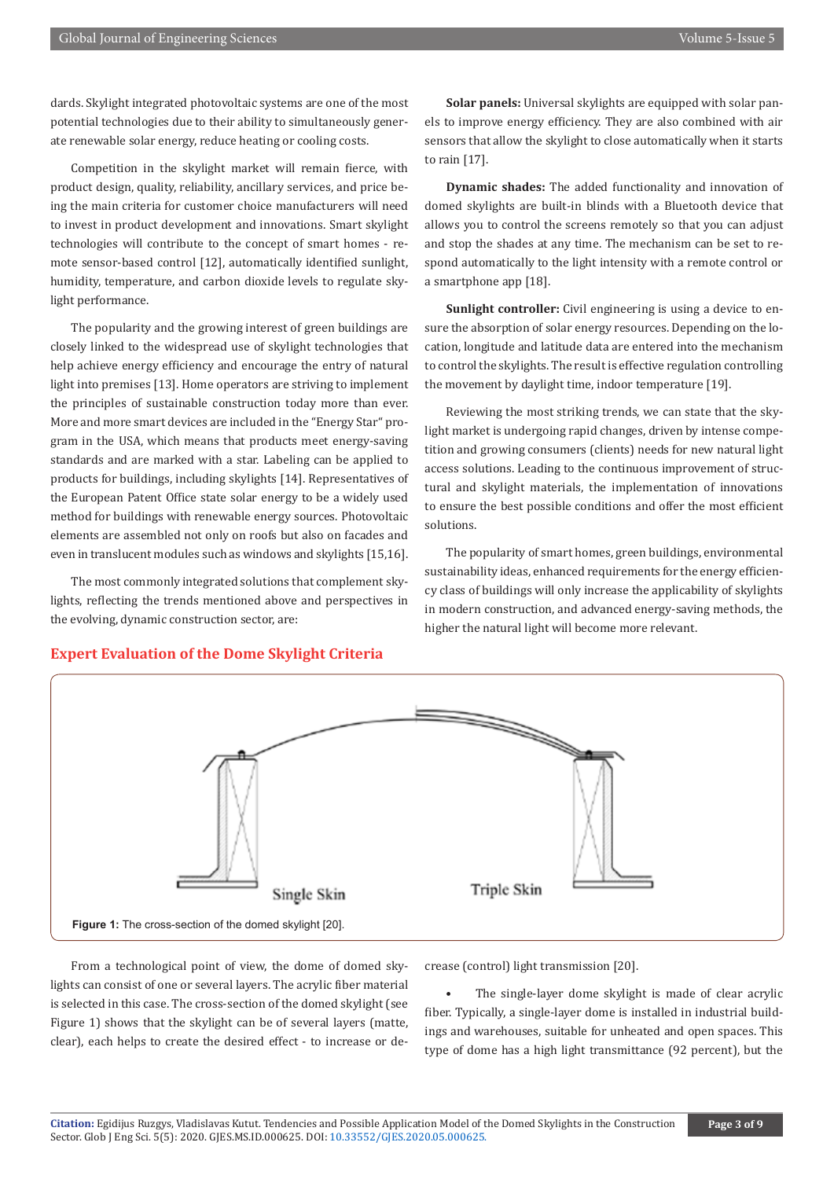dards. Skylight integrated photovoltaic systems are one of the most potential technologies due to their ability to simultaneously generate renewable solar energy, reduce heating or cooling costs.

Competition in the skylight market will remain fierce, with product design, quality, reliability, ancillary services, and price being the main criteria for customer choice manufacturers will need to invest in product development and innovations. Smart skylight technologies will contribute to the concept of smart homes - remote sensor-based control [12], automatically identified sunlight, humidity, temperature, and carbon dioxide levels to regulate skylight performance.

The popularity and the growing interest of green buildings are closely linked to the widespread use of skylight technologies that help achieve energy efficiency and encourage the entry of natural light into premises [13]. Home operators are striving to implement the principles of sustainable construction today more than ever. More and more smart devices are included in the "Energy Star" program in the USA, which means that products meet energy-saving standards and are marked with a star. Labeling can be applied to products for buildings, including skylights [14]. Representatives of the European Patent Office state solar energy to be a widely used method for buildings with renewable energy sources. Photovoltaic elements are assembled not only on roofs but also on facades and even in translucent modules such as windows and skylights [15,16].

The most commonly integrated solutions that complement skylights, reflecting the trends mentioned above and perspectives in the evolving, dynamic construction sector, are:

**Solar panels:** Universal skylights are equipped with solar panels to improve energy efficiency. They are also combined with air sensors that allow the skylight to close automatically when it starts to rain [17].

**Dynamic shades:** The added functionality and innovation of domed skylights are built-in blinds with a Bluetooth device that allows you to control the screens remotely so that you can adjust and stop the shades at any time. The mechanism can be set to respond automatically to the light intensity with a remote control or a smartphone app [18].

**Sunlight controller:** Civil engineering is using a device to ensure the absorption of solar energy resources. Depending on the location, longitude and latitude data are entered into the mechanism to control the skylights. The result is effective regulation controlling the movement by daylight time, indoor temperature [19].

Reviewing the most striking trends, we can state that the skylight market is undergoing rapid changes, driven by intense competition and growing consumers (clients) needs for new natural light access solutions. Leading to the continuous improvement of structural and skylight materials, the implementation of innovations to ensure the best possible conditions and offer the most efficient solutions.

The popularity of smart homes, green buildings, environmental sustainability ideas, enhanced requirements for the energy efficiency class of buildings will only increase the applicability of skylights in modern construction, and advanced energy-saving methods, the higher the natural light will become more relevant.

## Expert Evaluation of the Dome Skylight Criteria

Single Skin

Triple Skin

**Figure 1:** The cross-section of the domed skylight [20].

From a technological point of view, the dome of domed skylights can consist of one or several layers. The acrylic fiber material is selected in this case. The cross-section of the domed skylight (see Figure 1) shows that the skylight can be of several layers (matte, clear), each helps to create the desired effect - to increase or decrease (control) light transmission [20].

- The single-layer dome skylight is made of clear acrylic fiber. Typically, a single-layer dome is installed in industrial buildings and warehouses, suitable for unheated and open spaces. This type of dome has a high light transmittance (92 percent), but the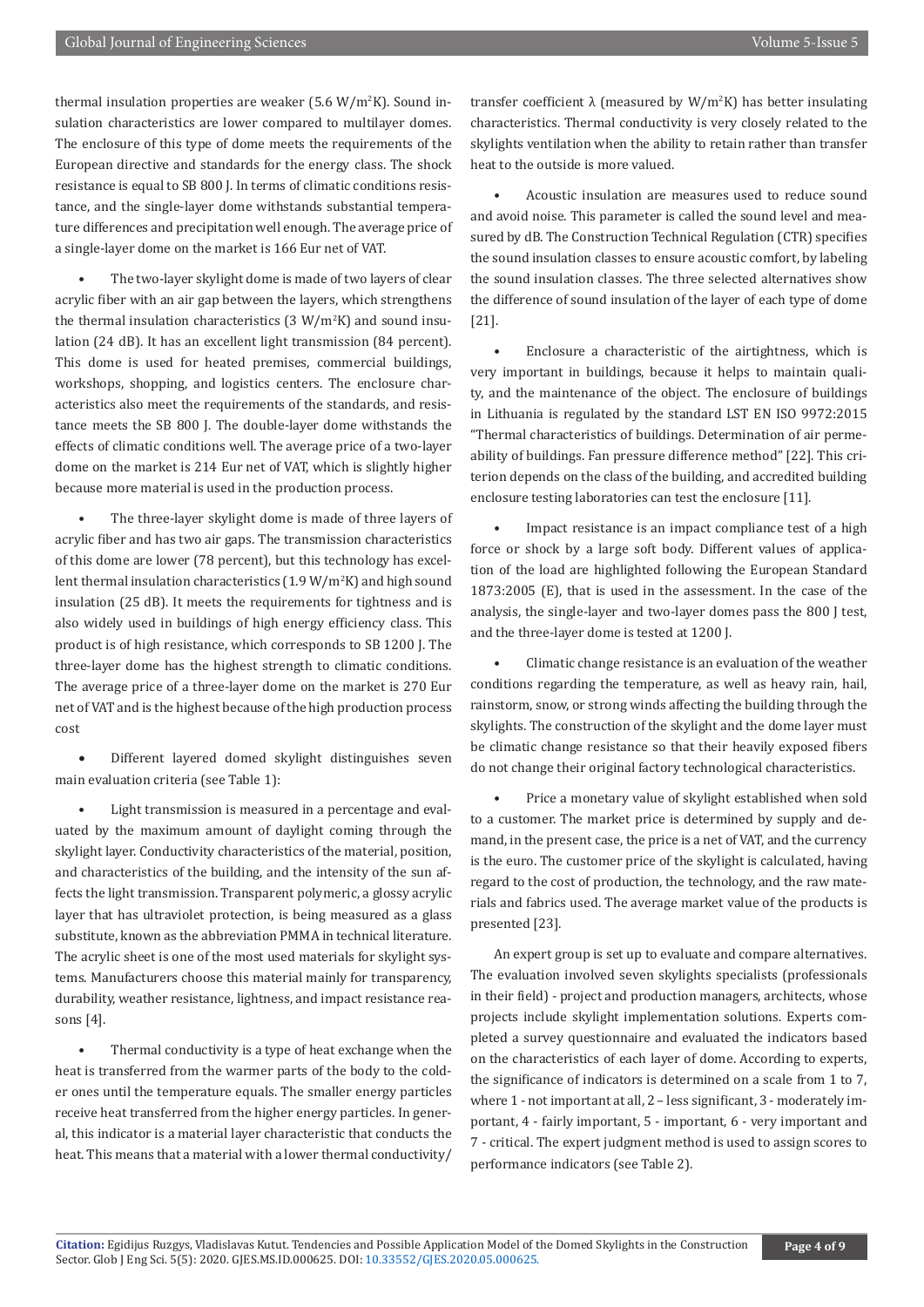thermal insulation properties are weaker (5.6 $W/m^2K$). Sound insulation characteristics are lower compared to multilayer domes. The enclosure of this type of dome meets the requirements of the European directive and standards for the energy class. The shock resistance is equal to SB 800 J. In terms of climatic conditions resistance, and the single-layer dome withstands substantial temperature differences and precipitation well enough. The average price of a single-layer dome on the market is 166 Eur net of VAT.

- The two-layer skylight dome is made of two layers of clear acrylic fiber with an air gap between the layers, which strengthens the thermal insulation characteristics (3 $W/m^2K$) and sound insulation (24 dB). It has an excellent light transmission (84 percent). This dome is used for heated premises, commercial buildings, workshops, shopping, and logistics centers. The enclosure characteristics also meet the requirements of the standards, and resistance meets the SB 800 J. The double-layer dome withstands the effects of climatic conditions well. The average price of a two-layer dome on the market is 214 Eur net of VAT, which is slightly higher because more material is used in the production process.

- The three-layer skylight dome is made of three layers of acrylic fiber and has two air gaps. The transmission characteristics of this dome are lower (78 percent), but this technology has excellent thermal insulation characteristics (1.9 $W/m^2K$) and high sound insulation (25 dB). It meets the requirements for tightness and is also widely used in buildings of high energy efficiency class. This product is of high resistance, which corresponds to SB 1200 J. The three-layer dome has the highest strength to climatic conditions. The average price of a three-layer dome on the market is 270 Eur net of VAT and is the highest because of the high production process cost

- Different layered domed skylight distinguishes seven main evaluation criteria (see Table 1):

- Light transmission is measured in a percentage and evaluated by the maximum amount of daylight coming through the skylight layer. Conductivity characteristics of the material, position, and characteristics of the building, and the intensity of the sun affects the light transmission. Transparent polymeric, a glossy acrylic layer that has ultraviolet protection, is being measured as a glass substitute, known as the abbreviation PMMA in technical literature. The acrylic sheet is one of the most used materials for skylight systems. Manufacturers choose this material mainly for transparency, durability, weather resistance, lightness, and impact resistance reasons [4].

- Thermal conductivity is a type of heat exchange when the heat is transferred from the warmer parts of the body to the colder ones until the temperature equals. The smaller energy particles receive heat transferred from the higher energy particles. In general, this indicator is a material layer characteristic that conducts the heat. This means that a material with a lower thermal conductivity/transfer coefficient $\lambda$ (measured by $W/m^2K$) has better insulating characteristics. Thermal conductivity is very closely related to the skylights ventilation when the ability to retain rather than transfer heat to the outside is more valued.

- Acoustic insulation are measures used to reduce sound and avoid noise. This parameter is called the sound level and measured by dB. The Construction Technical Regulation (CTR) specifies the sound insulation classes to ensure acoustic comfort, by labeling the sound insulation classes. The three selected alternatives show the difference of sound insulation of the layer of each type of dome [21].

- Enclosure a characteristic of the airtightness, which is very important in buildings, because it helps to maintain quality, and the maintenance of the object. The enclosure of buildings in Lithuania is regulated by the standard LST EN ISO 9972:2015 "Thermal characteristics of buildings. Determination of air permeability of buildings. Fan pressure difference method" [22]. This criterion depends on the class of the building, and accredited building enclosure testing laboratories can test the enclosure [11].

- Impact resistance is an impact compliance test of a high force or shock by a large soft body. Different values of application of the load are highlighted following the European Standard 1873:2005 (E), that is used in the assessment. In the case of the analysis, the single-layer and two-layer domes pass the 800 J test, and the three-layer dome is tested at 1200 J.

- Climatic change resistance is an evaluation of the weather conditions regarding the temperature, as well as heavy rain, hail, rainstorm, snow, or strong winds affecting the building through the skylights. The construction of the skylight and the dome layer must be climatic change resistance so that their heavily exposed fibers do not change their original factory technological characteristics.

- Price a monetary value of skylight established when sold to a customer. The market price is determined by supply and demand, in the present case, the price is a net of VAT, and the currency is the euro. The customer price of the skylight is calculated, having regard to the cost of production, the technology, and the raw materials and fabrics used. The average market value of the products is presented [23].

An expert group is set up to evaluate and compare alternatives. The evaluation involved seven skylights specialists (professionals in their field) - project and production managers, architects, whose projects include skylight implementation solutions. Experts completed a survey questionnaire and evaluated the indicators based on the characteristics of each layer of dome. According to experts, the significance of indicators is determined on a scale from 1 to 7, where 1 - not important at all, 2 – less significant, 3 - moderately important, 4 - fairly important, 5 - important, 6 - very important and 7 - critical. The expert judgment method is used to assign scores to performance indicators (see Table 2).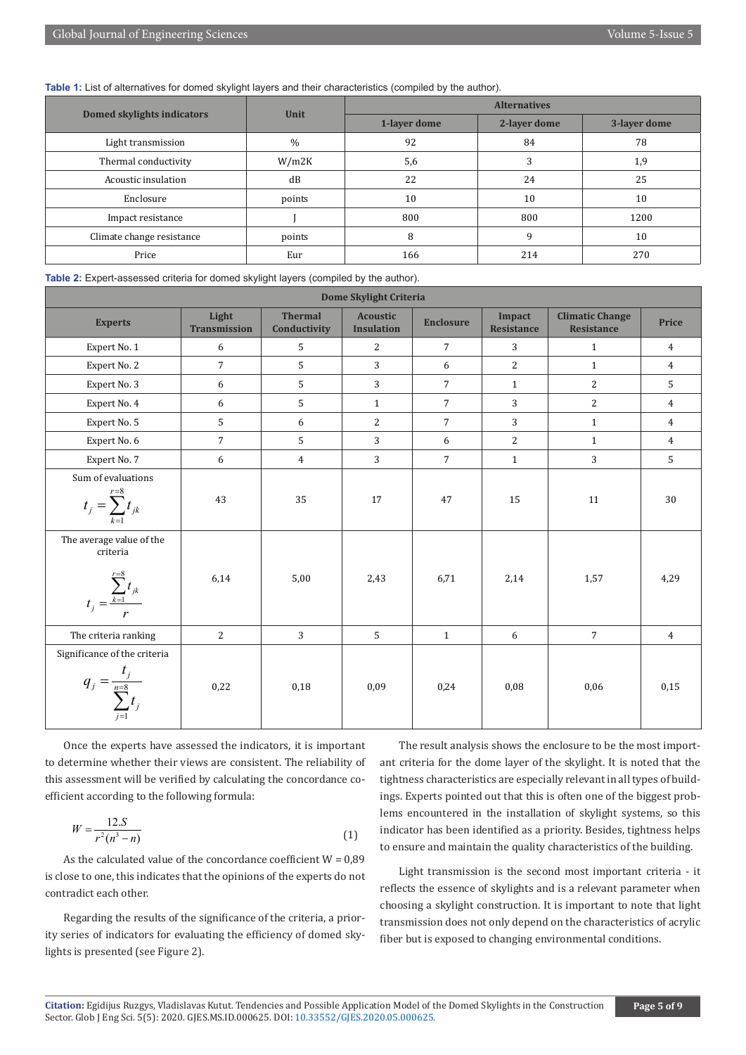**Table 1:** List of alternatives for domed skylight layers and their characteristics (compiled by the author).

| Domed skylights indicators | Unit | Alternatives | | |
|---|---|---|---|---|
| | | 1-layer dome | 2-layer dome | 3-layer dome |
| Light transmission | % | 92 | 84 | 78 |
| Thermal conductivity | W/m2K | 5,6 | 3 | 1,9 |
| Acoustic insulation | dB | 22 | 24 | 25 |
| Enclosure | points | 10 | 10 | 10 |
| Impact resistance | J | 800 | 800 | 1200 |
| Climate change resistance | points | 8 | 9 | 10 |
| Price | Eur | 166 | 214 | 270 |

**Table 2:** Expert-assessed criteria for domed skylight layers (compiled by the author).

| Experts | Dome Skylight Criteria | | | | | | |
|---|---|---|---|---|---|---|---|
| | Light Transmission | Thermal Conductivity | Acoustic Insulation | Enclosure | Impact Resistance | Climatic Change Resistance | Price |
| Expert No. 1 | 6 | 5 | 2 | 7 | 3 | 1 | 4 |
| Expert No. 2 | 7 | 5 | 3 | 6 | 2 | 1 | 4 |
| Expert No. 3 | 6 | 5 | 3 | 7 | 1 | 2 | 5 |
| Expert No. 4 | 6 | 5 | 1 | 7 | 3 | 2 | 4 |
| Expert No. 5 | 5 | 6 | 2 | 7 | 3 | 1 | 4 |
| Expert No. 6 | 7 | 5 | 3 | 6 | 2 | 1 | 4 |
| Expert No. 7 | 6 | 4 | 3 | 7 | 1 | 3 | 5 |
| Sum of evaluations $t_j = \sum_{k=1}^{r=8} t_{jk}$ | 43 | 35 | 17 | 47 | 15 | 11 | 30 |
| The average value of the criteria $t_j = \frac{\sum_{k=1}^{r=8} t_{jk}}{r}$ | 6,14 | 5,00 | 2,43 | 6,71 | 2,14 | 1,57 | 4,29 |
| The criteria ranking | 2 | 3 | 5 | 1 | 6 | 7 | 4 |
| Significance of the criteria $q_j = \frac{t_j}{\sum_{j=1}^{n=8} t_j}$ | 0,22 | 0,18 | 0,09 | 0,24 | 0,08 | 0,06 | 0,15 |

Once the experts have assessed the indicators, it is important to determine whether their views are consistent. The reliability of this assessment will be verified by calculating the concordance coefficient according to the following formula:

$$W = \frac{12.S}{r^2(n^3 - n)} \tag{1}$$

As the calculated value of the concordance coefficient W = 0,89 is close to one, this indicates that the opinions of the experts do not contradict each other.

Regarding the results of the significance of the criteria, a priority series of indicators for evaluating the efficiency of domed skylights is presented (see Figure 2).

The result analysis shows the enclosure to be the most important criteria for the dome layer of the skylight. It is noted that the tightness characteristics are especially relevant in all types of buildings. Experts pointed out that this is often one of the biggest problems encountered in the installation of skylight systems, so this indicator has been identified as a priority. Besides, tightness helps to ensure and maintain the quality characteristics of the building.

Light transmission is the second most important criteria - it reflects the essence of skylights and is a relevant parameter when choosing a skylight construction. It is important to note that light transmission does not only depend on the characteristics of acrylic fiber but is exposed to changing environmental conditions.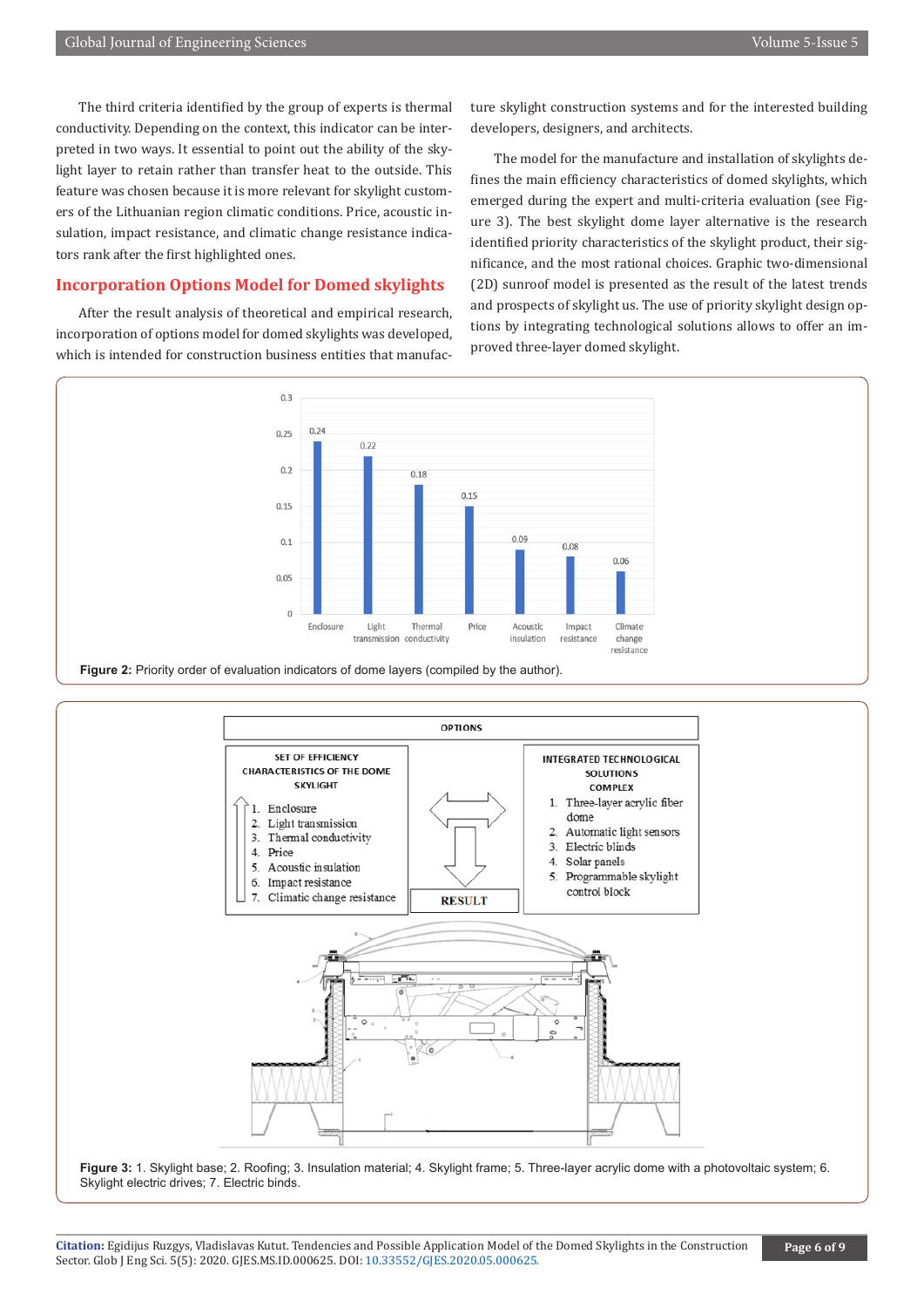The third criteria identified by the group of experts is thermal conductivity. Depending on the context, this indicator can be interpreted in two ways. It essential to point out the ability of the skylight layer to retain rather than transfer heat to the outside. This feature was chosen because it is more relevant for skylight customers of the Lithuanian region climatic conditions. Price, acoustic insulation, impact resistance, and climatic change resistance indicators rank after the first highlighted ones.

## Incorporation Options Model for Domed skylights

After the result analysis of theoretical and empirical research, incorporation of options model for domed skylights was developed, which is intended for construction business entities that manufacture skylight construction systems and for the interested building developers, designers, and architects.

The model for the manufacture and installation of skylights defines the main efficiency characteristics of domed skylights, which emerged during the expert and multi-criteria evaluation (see Figure 3). The best skylight dome layer alternative is the research identified priority characteristics of the skylight product, their significance, and the most rational choices. Graphic two-dimensional (2D) sunroof model is presented as the result of the latest trends and prospects of skylight us. The use of priority skylight design options by integrating technological solutions allows to offer an improved three-layer domed skylight.

**Figure 2:** Priority order of evaluation indicators of dome layers (compiled by the author).

**Figure 3:** 1. Skylight base; 2. Roofing; 3. Insulation material; 4. Skylight frame; 5. Three-layer acrylic dome with a photovoltaic system; 6. Skylight electric drives; 7. Electric binds.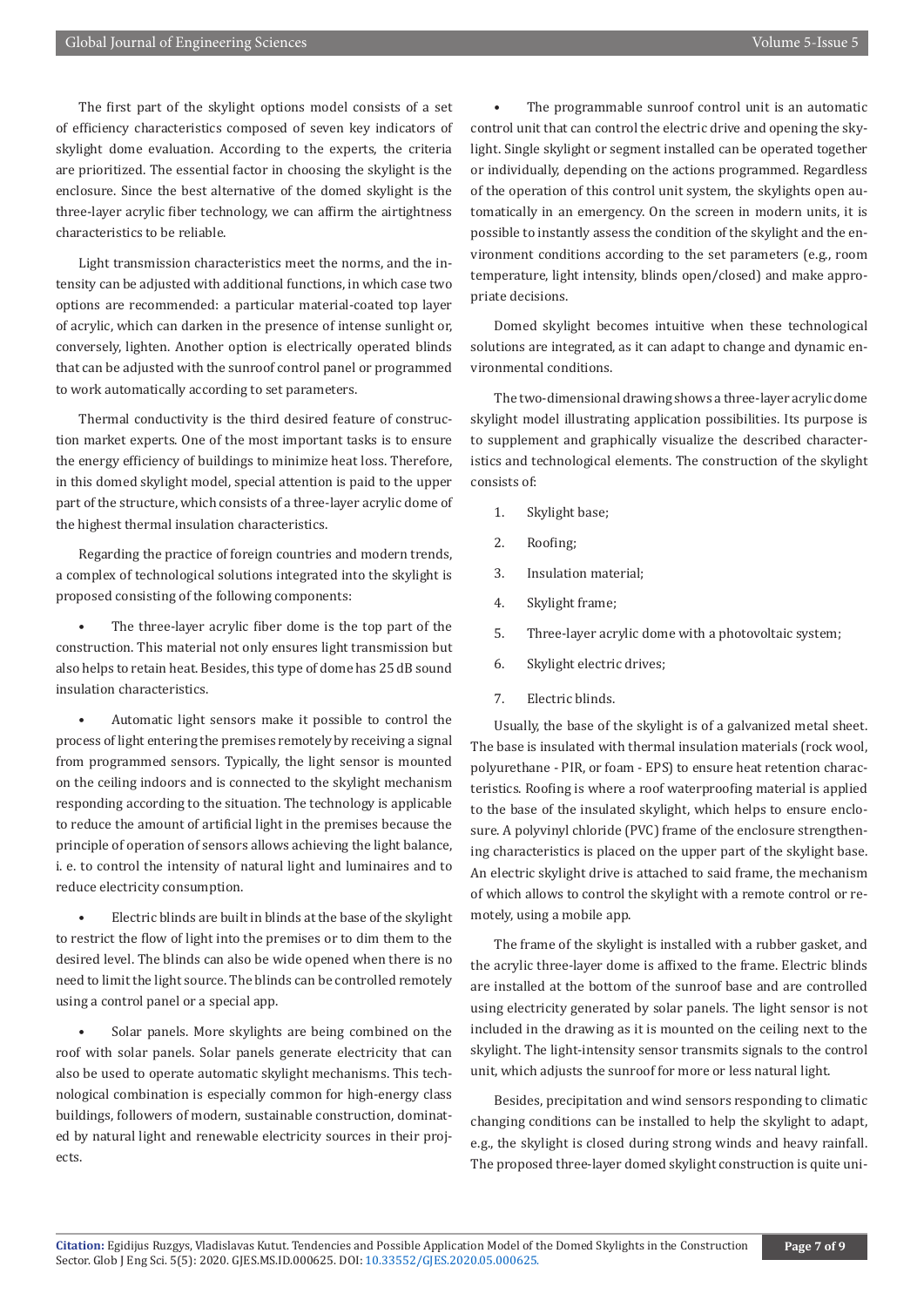The first part of the skylight options model consists of a set of efficiency characteristics composed of seven key indicators of skylight dome evaluation. According to the experts, the criteria are prioritized. The essential factor in choosing the skylight is the enclosure. Since the best alternative of the domed skylight is the three-layer acrylic fiber technology, we can affirm the airtightness characteristics to be reliable.

Light transmission characteristics meet the norms, and the intensity can be adjusted with additional functions, in which case two options are recommended: a particular material-coated top layer of acrylic, which can darken in the presence of intense sunlight or, conversely, lighten. Another option is electrically operated blinds that can be adjusted with the sunroof control panel or programmed to work automatically according to set parameters.

Thermal conductivity is the third desired feature of construction market experts. One of the most important tasks is to ensure the energy efficiency of buildings to minimize heat loss. Therefore, in this domed skylight model, special attention is paid to the upper part of the structure, which consists of a three-layer acrylic dome of the highest thermal insulation characteristics.

Regarding the practice of foreign countries and modern trends, a complex of technological solutions integrated into the skylight is proposed consisting of the following components:

- The three-layer acrylic fiber dome is the top part of the construction. This material not only ensures light transmission but also helps to retain heat. Besides, this type of dome has 25 dB sound insulation characteristics.
- Automatic light sensors make it possible to control the process of light entering the premises remotely by receiving a signal from programmed sensors. Typically, the light sensor is mounted on the ceiling indoors and is connected to the skylight mechanism responding according to the situation. The technology is applicable to reduce the amount of artificial light in the premises because the principle of operation of sensors allows achieving the light balance, i. e. to control the intensity of natural light and luminaires and to reduce electricity consumption.
- Electric blinds are built in blinds at the base of the skylight to restrict the flow of light into the premises or to dim them to the desired level. The blinds can also be wide opened when there is no need to limit the light source. The blinds can be controlled remotely using a control panel or a special app.
- Solar panels. More skylights are being combined on the roof with solar panels. Solar panels generate electricity that can also be used to operate automatic skylight mechanisms. This technological combination is especially common for high-energy class buildings, followers of modern, sustainable construction, dominated by natural light and renewable electricity sources in their projects.
- The programmable sunroof control unit is an automatic control unit that can control the electric drive and opening the skylight. Single skylight or segment installed can be operated together or individually, depending on the actions programmed. Regardless of the operation of this control unit system, the skylights open automatically in an emergency. On the screen in modern units, it is possible to instantly assess the condition of the skylight and the environment conditions according to the set parameters (e.g., room temperature, light intensity, blinds open/closed) and make appropriate decisions.

Domed skylight becomes intuitive when these technological solutions are integrated, as it can adapt to change and dynamic environmental conditions.

The two-dimensional drawing shows a three-layer acrylic dome skylight model illustrating application possibilities. Its purpose is to supplement and graphically visualize the described characteristics and technological elements. The construction of the skylight consists of:

1. Skylight base;
2. Roofing;
3. Insulation material;
4. Skylight frame;
5. Three-layer acrylic dome with a photovoltaic system;
6. Skylight electric drives;
7. Electric blinds.

Usually, the base of the skylight is of a galvanized metal sheet. The base is insulated with thermal insulation materials (rock wool, polyurethane - PIR, or foam - EPS) to ensure heat retention characteristics. Roofing is where a roof waterproofing material is applied to the base of the insulated skylight, which helps to ensure enclosure. A polyvinyl chloride (PVC) frame of the enclosure strengthening characteristics is placed on the upper part of the skylight base. An electric skylight drive is attached to said frame, the mechanism of which allows to control the skylight with a remote control or remotely, using a mobile app.

The frame of the skylight is installed with a rubber gasket, and the acrylic three-layer dome is affixed to the frame. Electric blinds are installed at the bottom of the sunroof base and are controlled using electricity generated by solar panels. The light sensor is not included in the drawing as it is mounted on the ceiling next to the skylight. The light-intensity sensor transmits signals to the control unit, which adjusts the sunroof for more or less natural light.

Besides, precipitation and wind sensors responding to climatic changing conditions can be installed to help the skylight to adapt, e.g., the skylight is closed during strong winds and heavy rainfall. The proposed three-layer domed skylight construction is quite uni-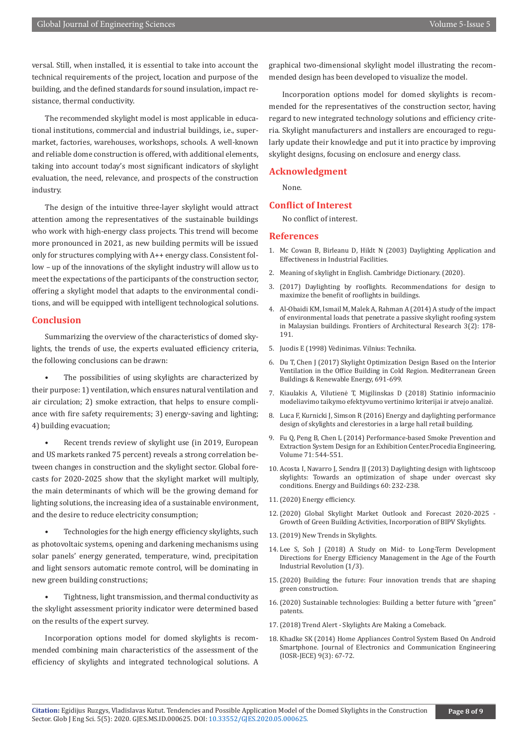versal. Still, when installed, it is essential to take into account the technical requirements of the project, location and purpose of the building, and the defined standards for sound insulation, impact resistance, thermal conductivity.

The recommended skylight model is most applicable in educational institutions, commercial and industrial buildings, i.e., supermarket, factories, warehouses, workshops, schools. A well-known and reliable dome construction is offered, with additional elements, taking into account today's most significant indicators of skylight evaluation, the need, relevance, and prospects of the construction industry.

The design of the intuitive three-layer skylight would attract attention among the representatives of the sustainable buildings who work with high-energy class projects. This trend will become more pronounced in 2021, as new building permits will be issued only for structures complying with A++ energy class. Consistent follow – up of the innovations of the skylight industry will allow us to meet the expectations of the participants of the construction sector, offering a skylight model that adapts to the environmental conditions, and will be equipped with intelligent technological solutions.

## Conclusion

Summarizing the overview of the characteristics of domed skylights, the trends of use, the experts evaluated efficiency criteria, the following conclusions can be drawn:

- The possibilities of using skylights are characterized by their purpose: 1) ventilation, which ensures natural ventilation and air circulation; 2) smoke extraction, that helps to ensure compliance with fire safety requirements; 3) energy-saving and lighting; 4) building evacuation;
- Recent trends review of skylight use (in 2019, European and US markets ranked 75 percent) reveals a strong correlation between changes in construction and the skylight sector. Global forecasts for 2020-2025 show that the skylight market will multiply, the main determinants of which will be the growing demand for lighting solutions, the increasing idea of a sustainable environment, and the desire to reduce electricity consumption;
- Technologies for the high energy efficiency skylights, such as photovoltaic systems, opening and darkening mechanisms using solar panels' energy generated, temperature, wind, precipitation and light sensors automatic remote control, will be dominating in new green building constructions;
- Tightness, light transmission, and thermal conductivity as the skylight assessment priority indicator were determined based on the results of the expert survey.

Incorporation options model for domed skylights is recommended combining main characteristics of the assessment of the efficiency of skylights and integrated technological solutions. A graphical two-dimensional skylight model illustrating the recommended design has been developed to visualize the model.

Incorporation options model for domed skylights is recommended for the representatives of the construction sector, having regard to new integrated technology solutions and efficiency criteria. Skylight manufacturers and installers are encouraged to regularly update their knowledge and put it into practice by improving skylight designs, focusing on enclosure and energy class.

## Acknowledgment

None.

## Conflict of Interest

No conflict of interest.

## References

1. Mc Cowan B, Birleanu D, Hildt N (2003) Daylighting Application and Effectiveness in Industrial Facilities.
2. Meaning of skylight in English. Cambridge Dictionary. (2020).
3. (2017) Daylighting by rooflights. Recommendations for design to maximize the benefit of rooflights in buildings.
4. Al-Obaidi KM, Ismail M, Malek A, Rahman A (2014) A study of the impact of environmental loads that penetrate a passive skylight roofing system in Malaysian buildings. Frontiers of Architectural Research 3(2): 178-191.
5. Juodis E (1998) Vėdinimas. Vilnius: Technika.
6. Du T, Chen J (2017) Skylight Optimization Design Based on the Interior Ventilation in the Office Building in Cold Region. Mediterranean Green Buildings & Renewable Energy, 691-699.
7. Kiaulakis A, Vilutienė T, Migilinskas D (2018) Statinio informacinio modeliavimo taikymo efektyvumo vertinimo kriterijai ir atvejo analizė.
8. Luca F, Kurnicki J, Simson R (2016) Energy and daylighting performance design of skylights and clerestories in a large hall retail building.
9. Fu Q, Peng B, Chen L (2014) Performance-based Smoke Prevention and Extraction System Design for an Exhibition Center.Procedia Engineering, Volume 71: 544-551.
10. Acosta I, Navarro J, Sendra JJ (2013) Daylighting design with lightscoop skylights: Towards an optimization of shape under overcast sky conditions. Energy and Buildings 60: 232-238.
11. (2020) Energy efficiency.
12. (2020) Global Skylight Market Outlook and Forecast 2020-2025 - Growth of Green Building Activities, Incorporation of BIPV Skylights.
13. (2019) New Trends in Skylights.
14. Lee S, Soh J (2018) A Study on Mid- to Long-Term Development Directions for Energy Efficiency Management in the Age of the Fourth Industrial Revolution (1/3).
15. (2020) Building the future: Four innovation trends that are shaping green construction.
16. (2020) Sustainable technologies: Building a better future with "green" patents.
17. (2018) Trend Alert - Skylights Are Making a Comeback.
18. Khadke SK (2014) Home Appliances Control System Based On Android Smartphone. Journal of Electronics and Communication Engineering (IOSR-JECE) 9(3): 67-72.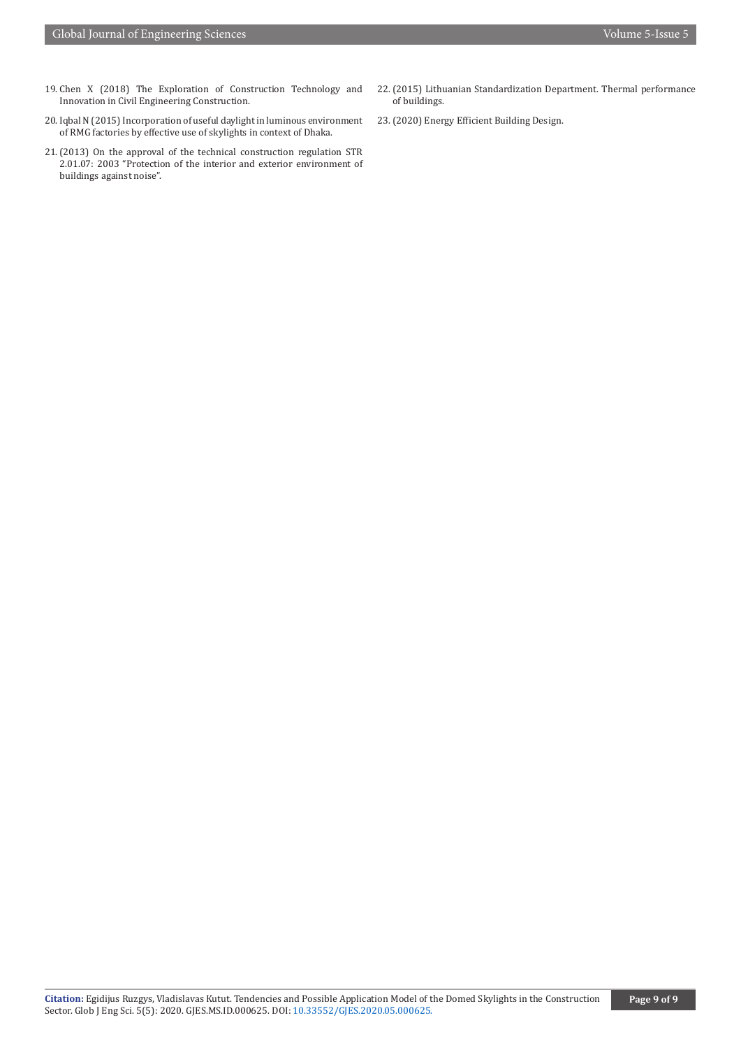19. Chen X (2018) The Exploration of Construction Technology and Innovation in Civil Engineering Construction.
20. Iqbal N (2015) Incorporation of useful daylight in luminous environment of RMG factories by effective use of skylights in context of Dhaka.
21. (2013) On the approval of the technical construction regulation STR 2.01.07: 2003 "Protection of the interior and exterior environment of buildings against noise".
22. (2015) Lithuanian Standardization Department. Thermal performance of buildings.
23. (2020) Energy Efficient Building Design.